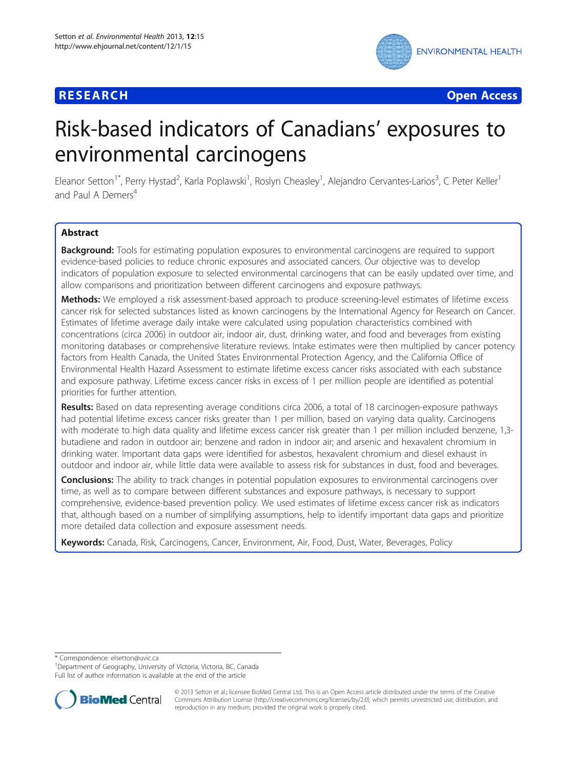**RESEARCH** **Open Access**

# Risk-based indicators of Canadians' exposures to environmental carcinogens

Eleanor Setton[1*], Perry Hystad[2], Karla Poplawski[1], Roslyn Cheasley[1], Alejandro Cervantes-Larios[3], C Peter Keller[1] and Paul A Demers[4]

## Abstract

**Background:** Tools for estimating population exposures to environmental carcinogens are required to support evidence-based policies to reduce chronic exposures and associated cancers. Our objective was to develop indicators of population exposure to selected environmental carcinogens that can be easily updated over time, and allow comparisons and prioritization between different carcinogens and exposure pathways.

**Methods:** We employed a risk assessment-based approach to produce screening-level estimates of lifetime excess cancer risk for selected substances listed as known carcinogens by the International Agency for Research on Cancer. Estimates of lifetime average daily intake were calculated using population characteristics combined with concentrations (circa 2006) in outdoor air, indoor air, dust, drinking water, and food and beverages from existing monitoring databases or comprehensive literature reviews. Intake estimates were then multiplied by cancer potency factors from Health Canada, the United States Environmental Protection Agency, and the California Office of Environmental Health Hazard Assessment to estimate lifetime excess cancer risks associated with each substance and exposure pathway. Lifetime excess cancer risks in excess of 1 per million people are identified as potential priorities for further attention.

**Results:** Based on data representing average conditions circa 2006, a total of 18 carcinogen-exposure pathways had potential lifetime excess cancer risks greater than 1 per million, based on varying data quality. Carcinogens with moderate to high data quality and lifetime excess cancer risk greater than 1 per million included benzene, 1,3-butadiene and radon in outdoor air; benzene and radon in indoor air; and arsenic and hexavalent chromium in drinking water. Important data gaps were identified for asbestos, hexavalent chromium and diesel exhaust in outdoor and indoor air, while little data were available to assess risk for substances in dust, food and beverages.

**Conclusions:** The ability to track changes in potential population exposures to environmental carcinogens over time, as well as to compare between different substances and exposure pathways, is necessary to support comprehensive, evidence-based prevention policy. We used estimates of lifetime excess cancer risk as indicators that, although based on a number of simplifying assumptions, help to identify important data gaps and prioritize more detailed data collection and exposure assessment needs.

**Keywords:** Canada, Risk, Carcinogens, Cancer, Environment, Air, Food, Dust, Water, Beverages, Policy

---

\* Correspondence: elsetton@uvic.ca
[1]Department of Geography, University of Victoria, Victoria, BC, Canada
Full list of author information is available at the end of the article

© 2013 Setton et al.; licensee BioMed Central Ltd. This is an Open Access article distributed under the terms of the Creative Commons Attribution License (http://creativecommons.org/licenses/by/2.0), which permits unrestricted use, distribution, and reproduction in any medium, provided the original work is properly cited.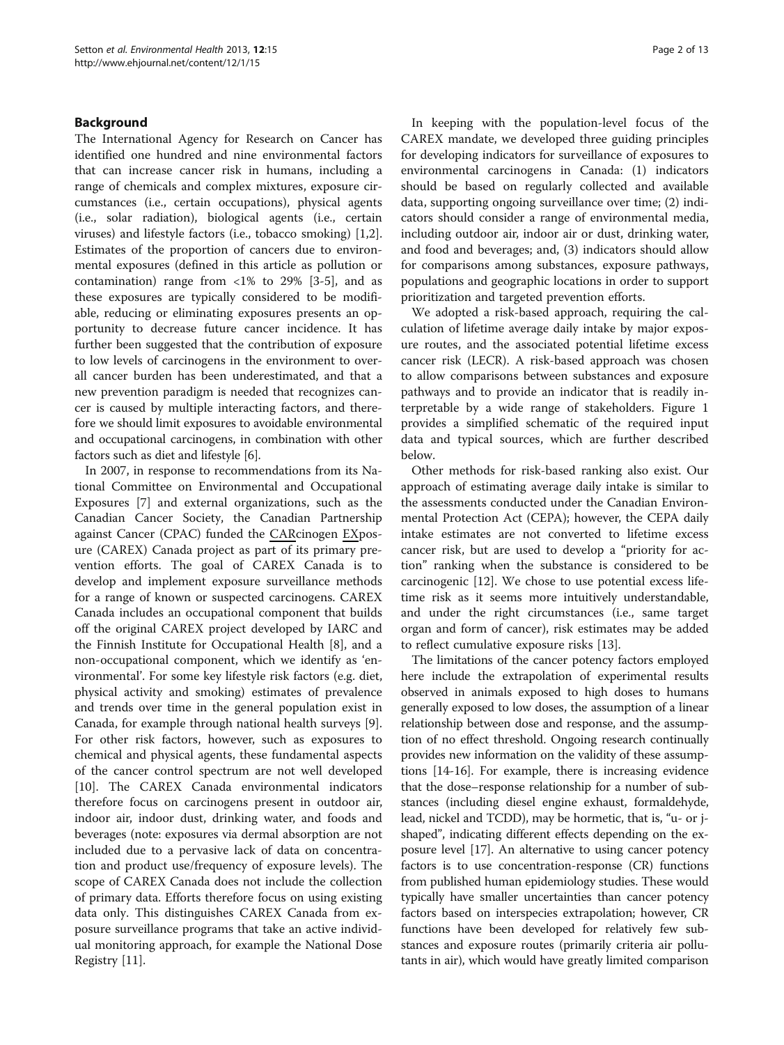## Background

The International Agency for Research on Cancer has identified one hundred and nine environmental factors that can increase cancer risk in humans, including a range of chemicals and complex mixtures, exposure circumstances (i.e., certain occupations), physical agents (i.e., solar radiation), biological agents (i.e., certain viruses) and lifestyle factors (i.e., tobacco smoking) [1,2]. Estimates of the proportion of cancers due to environmental exposures (defined in this article as pollution or contamination) range from <1% to 29% [3-5], and as these exposures are typically considered to be modifiable, reducing or eliminating exposures presents an opportunity to decrease future cancer incidence. It has further been suggested that the contribution of exposure to low levels of carcinogens in the environment to overall cancer burden has been underestimated, and that a new prevention paradigm is needed that recognizes cancer is caused by multiple interacting factors, and therefore we should limit exposures to avoidable environmental and occupational carcinogens, in combination with other factors such as diet and lifestyle [6].

In 2007, in response to recommendations from its National Committee on Environmental and Occupational Exposures [7] and external organizations, such as the Canadian Cancer Society, the Canadian Partnership against Cancer (CPAC) funded the CARcinogen EXposure (CAREX) Canada project as part of its primary prevention efforts. The goal of CAREX Canada is to develop and implement exposure surveillance methods for a range of known or suspected carcinogens. CAREX Canada includes an occupational component that builds off the original CAREX project developed by IARC and the Finnish Institute for Occupational Health [8], and a non-occupational component, which we identify as 'environmental'. For some key lifestyle risk factors (e.g. diet, physical activity and smoking) estimates of prevalence and trends over time in the general population exist in Canada, for example through national health surveys [9]. For other risk factors, however, such as exposures to chemical and physical agents, these fundamental aspects of the cancer control spectrum are not well developed [10]. The CAREX Canada environmental indicators therefore focus on carcinogens present in outdoor air, indoor air, indoor dust, drinking water, and foods and beverages (note: exposures via dermal absorption are not included due to a pervasive lack of data on concentration and product use/frequency of exposure levels). The scope of CAREX Canada does not include the collection of primary data. Efforts therefore focus on using existing data only. This distinguishes CAREX Canada from exposure surveillance programs that take an active individual monitoring approach, for example the National Dose Registry [11].

In keeping with the population-level focus of the CAREX mandate, we developed three guiding principles for developing indicators for surveillance of exposures to environmental carcinogens in Canada: (1) indicators should be based on regularly collected and available data, supporting ongoing surveillance over time; (2) indicators should consider a range of environmental media, including outdoor air, indoor air or dust, drinking water, and food and beverages; and, (3) indicators should allow for comparisons among substances, exposure pathways, populations and geographic locations in order to support prioritization and targeted prevention efforts.

We adopted a risk-based approach, requiring the calculation of lifetime average daily intake by major exposure routes, and the associated potential lifetime excess cancer risk (LECR). A risk-based approach was chosen to allow comparisons between substances and exposure pathways and to provide an indicator that is readily interpretable by a wide range of stakeholders. Figure 1 provides a simplified schematic of the required input data and typical sources, which are further described below.

Other methods for risk-based ranking also exist. Our approach of estimating average daily intake is similar to the assessments conducted under the Canadian Environmental Protection Act (CEPA); however, the CEPA daily intake estimates are not converted to lifetime excess cancer risk, but are used to develop a "priority for action" ranking when the substance is considered to be carcinogenic [12]. We chose to use potential excess lifetime risk as it seems more intuitively understandable, and under the right circumstances (i.e., same target organ and form of cancer), risk estimates may be added to reflect cumulative exposure risks [13].

The limitations of the cancer potency factors employed here include the extrapolation of experimental results observed in animals exposed to high doses to humans generally exposed to low doses, the assumption of a linear relationship between dose and response, and the assumption of no effect threshold. Ongoing research continually provides new information on the validity of these assumptions [14-16]. For example, there is increasing evidence that the dose–response relationship for a number of substances (including diesel engine exhaust, formaldehyde, lead, nickel and TCDD), may be hormetic, that is, "u- or j-shaped", indicating different effects depending on the exposure level [17]. An alternative to using cancer potency factors is to use concentration-response (CR) functions from published human epidemiology studies. These would typically have smaller uncertainties than cancer potency factors based on interspecies extrapolation; however, CR functions have been developed for relatively few substances and exposure routes (primarily criteria air pollutants in air), which would have greatly limited comparison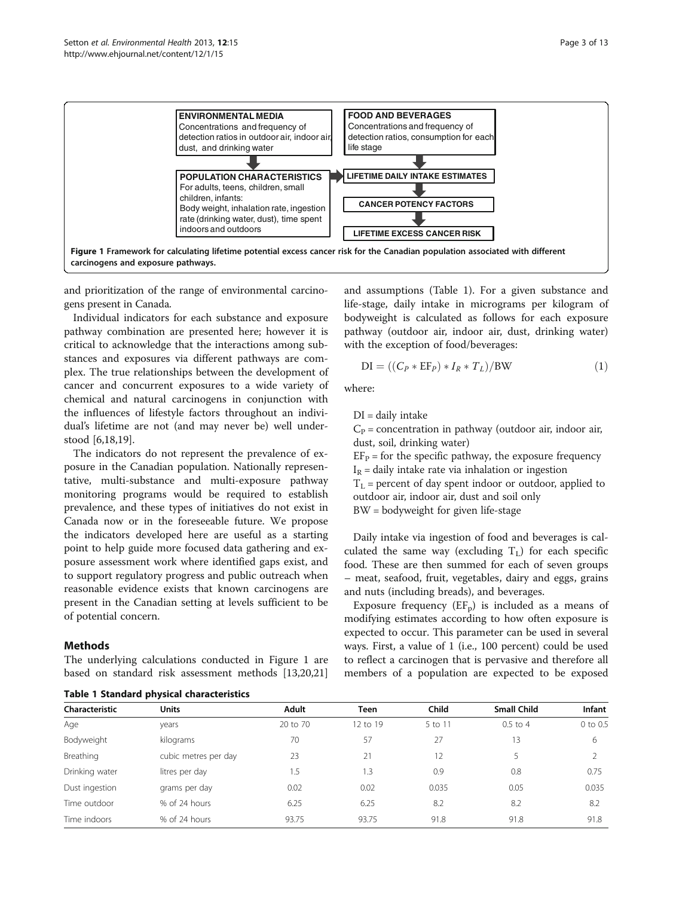ENVIRONMENTAL MEDIA
Concentrations and frequency of detection ratios in outdoor air, indoor air, dust, and drinking water

FOOD AND BEVERAGES
Concentrations and frequency of detection ratios, consumption for each life stage

POPULATION CHARACTERISTICS
For adults, teens, children, small children, infants:
Body weight, inhalation rate, ingestion rate (drinking water, dust), time spent indoors and outdoors

LIFETIME DAILY INTAKE ESTIMATES

CANCER POTENCY FACTORS

LIFETIME EXCESS CANCER RISK

**Figure 1 Framework for calculating lifetime potential excess cancer risk for the Canadian population associated with different carcinogens and exposure pathways.**

and prioritization of the range of environmental carcinogens present in Canada.

Individual indicators for each substance and exposure pathway combination are presented here; however it is critical to acknowledge that the interactions among substances and exposures via different pathways are complex. The true relationships between the development of cancer and concurrent exposures to a wide variety of chemical and natural carcinogens in conjunction with the influences of lifestyle factors throughout an individual's lifetime are not (and may never be) well understood [6,18,19].

The indicators do not represent the prevalence of exposure in the Canadian population. Nationally representative, multi-substance and multi-exposure pathway monitoring programs would be required to establish prevalence, and these types of initiatives do not exist in Canada now or in the foreseeable future. We propose the indicators developed here are useful as a starting point to help guide more focused data gathering and exposure assessment work where identified gaps exist, and to support regulatory progress and public outreach when reasonable evidence exists that known carcinogens are present in the Canadian setting at levels sufficient to be of potential concern.

## Methods

The underlying calculations conducted in Figure 1 are based on standard risk assessment methods [13,20,21] and assumptions (Table 1). For a given substance and life-stage, daily intake in micrograms per kilogram of bodyweight is calculated as follows for each exposure pathway (outdoor air, indoor air, dust, drinking water) with the exception of food/beverages:

$$\mathrm{DI} = ((C_P * \mathrm{EF}_P) * I_R * T_L)/\mathrm{BW} \qquad (1)$$

where:

DI = daily intake
$C_P$ = concentration in pathway (outdoor air, indoor air, dust, soil, drinking water)
$EF_P$ = for the specific pathway, the exposure frequency
$I_R$ = daily intake rate via inhalation or ingestion
$T_L$ = percent of day spent indoor or outdoor, applied to outdoor air, indoor air, dust and soil only
BW = bodyweight for given life-stage

Daily intake via ingestion of food and beverages is calculated the same way (excluding $T_L$) for each specific food. These are then summed for each of seven groups – meat, seafood, fruit, vegetables, dairy and eggs, grains and nuts (including breads), and beverages.

Exposure frequency ($EF_p$) is included as a means of modifying estimates according to how often exposure is expected to occur. This parameter can be used in several ways. First, a value of 1 (i.e., 100 percent) could be used to reflect a carcinogen that is pervasive and therefore all members of a population are expected to be exposed

**Table 1 Standard physical characteristics**

| Characteristic | Units | Adult | Teen | Child | Small Child | Infant |
|---|---|---|---|---|---|---|
| Age | years | 20 to 70 | 12 to 19 | 5 to 11 | 0.5 to 4 | 0 to 0.5 |
| Bodyweight | kilograms | 70 | 57 | 27 | 13 | 6 |
| Breathing | cubic metres per day | 23 | 21 | 12 | 5 | 2 |
| Drinking water | litres per day | 1.5 | 1.3 | 0.9 | 0.8 | 0.75 |
| Dust ingestion | grams per day | 0.02 | 0.02 | 0.035 | 0.05 | 0.035 |
| Time outdoor | % of 24 hours | 6.25 | 6.25 | 8.2 | 8.2 | 8.2 |
| Time indoors | % of 24 hours | 93.75 | 93.75 | 91.8 | 91.8 | 91.8 |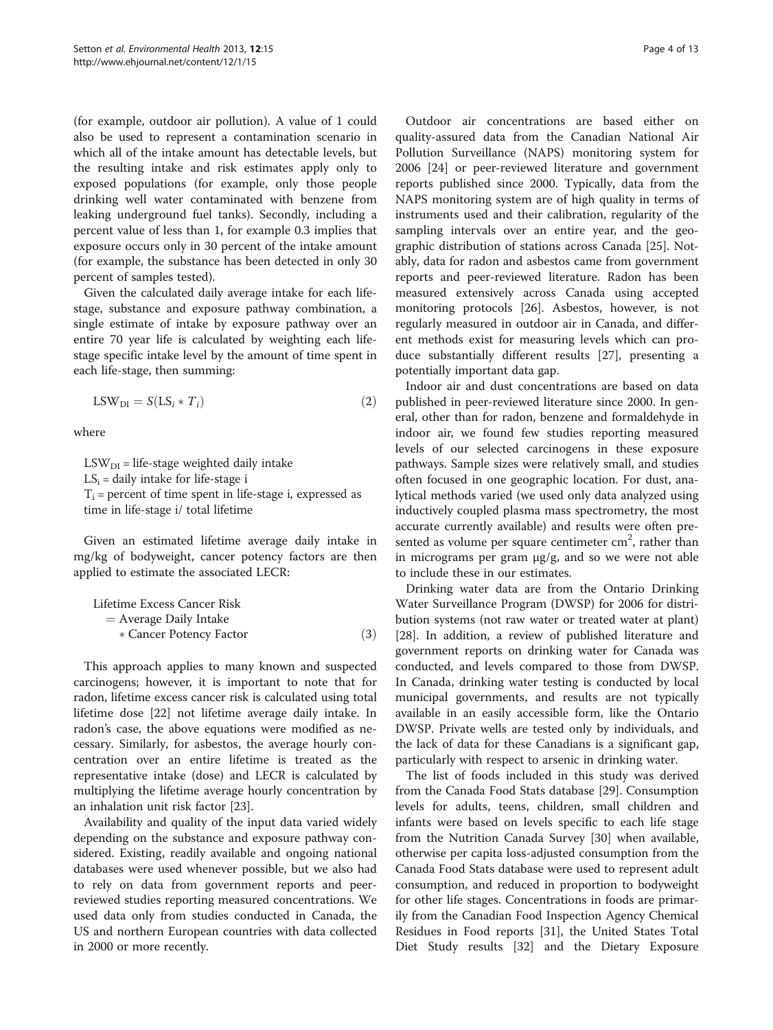(for example, outdoor air pollution). A value of 1 could also be used to represent a contamination scenario in which all of the intake amount has detectable levels, but the resulting intake and risk estimates apply only to exposed populations (for example, only those people drinking well water contaminated with benzene from leaking underground fuel tanks). Secondly, including a percent value of less than 1, for example 0.3 implies that exposure occurs only in 30 percent of the intake amount (for example, the substance has been detected in only 30 percent of samples tested).

Given the calculated daily average intake for each life-stage, substance and exposure pathway combination, a single estimate of intake by exposure pathway over an entire 70 year life is calculated by weighting each life-stage specific intake level by the amount of time spent in each life-stage, then summing:

$$\mathrm{LSW_{DI}} = S(\mathrm{LS}_i * T_i) \tag{2}$$

where

$\mathrm{LSW_{DI}}$ = life-stage weighted daily intake
$\mathrm{LS_i}$ = daily intake for life-stage i
$\mathrm{T_i}$ = percent of time spent in life-stage i, expressed as time in life-stage i/ total lifetime

Given an estimated lifetime average daily intake in mg/kg of bodyweight, cancer potency factors are then applied to estimate the associated LECR:

$$\begin{aligned}&\text{Lifetime Excess Cancer Risk}\\&\quad = \text{Average Daily Intake}\\&\qquad * \text{Cancer Potency Factor}\end{aligned} \tag{3}$$

This approach applies to many known and suspected carcinogens; however, it is important to note that for radon, lifetime excess cancer risk is calculated using total lifetime dose [22] not lifetime average daily intake. In radon's case, the above equations were modified as necessary. Similarly, for asbestos, the average hourly concentration over an entire lifetime is treated as the representative intake (dose) and LECR is calculated by multiplying the lifetime average hourly concentration by an inhalation unit risk factor [23].

Availability and quality of the input data varied widely depending on the substance and exposure pathway considered. Existing, readily available and ongoing national databases were used whenever possible, but we also had to rely on data from government reports and peer-reviewed studies reporting measured concentrations. We used data only from studies conducted in Canada, the US and northern European countries with data collected in 2000 or more recently.

Outdoor air concentrations are based either on quality-assured data from the Canadian National Air Pollution Surveillance (NAPS) monitoring system for 2006 [24] or peer-reviewed literature and government reports published since 2000. Typically, data from the NAPS monitoring system are of high quality in terms of instruments used and their calibration, regularity of the sampling intervals over an entire year, and the geographic distribution of stations across Canada [25]. Notably, data for radon and asbestos came from government reports and peer-reviewed literature. Radon has been measured extensively across Canada using accepted monitoring protocols [26]. Asbestos, however, is not regularly measured in outdoor air in Canada, and different methods exist for measuring levels which can produce substantially different results [27], presenting a potentially important data gap.

Indoor air and dust concentrations are based on data published in peer-reviewed literature since 2000. In general, other than for radon, benzene and formaldehyde in indoor air, we found few studies reporting measured levels of our selected carcinogens in these exposure pathways. Sample sizes were relatively small, and studies often focused in one geographic location. For dust, analytical methods varied (we used only data analyzed using inductively coupled plasma mass spectrometry, the most accurate currently available) and results were often presented as volume per square centimeter $cm^2$, rather than in micrograms per gram μg/g, and so we were not able to include these in our estimates.

Drinking water data are from the Ontario Drinking Water Surveillance Program (DWSP) for 2006 for distribution systems (not raw water or treated water at plant) [28]. In addition, a review of published literature and government reports on drinking water for Canada was conducted, and levels compared to those from DWSP. In Canada, drinking water testing is conducted by local municipal governments, and results are not typically available in an easily accessible form, like the Ontario DWSP. Private wells are tested only by individuals, and the lack of data for these Canadians is a significant gap, particularly with respect to arsenic in drinking water.

The list of foods included in this study was derived from the Canada Food Stats database [29]. Consumption levels for adults, teens, children, small children and infants were based on levels specific to each life stage from the Nutrition Canada Survey [30] when available, otherwise per capita loss-adjusted consumption from the Canada Food Stats database were used to represent adult consumption, and reduced in proportion to bodyweight for other life stages. Concentrations in foods are primarily from the Canadian Food Inspection Agency Chemical Residues in Food reports [31], the United States Total Diet Study results [32] and the Dietary Exposure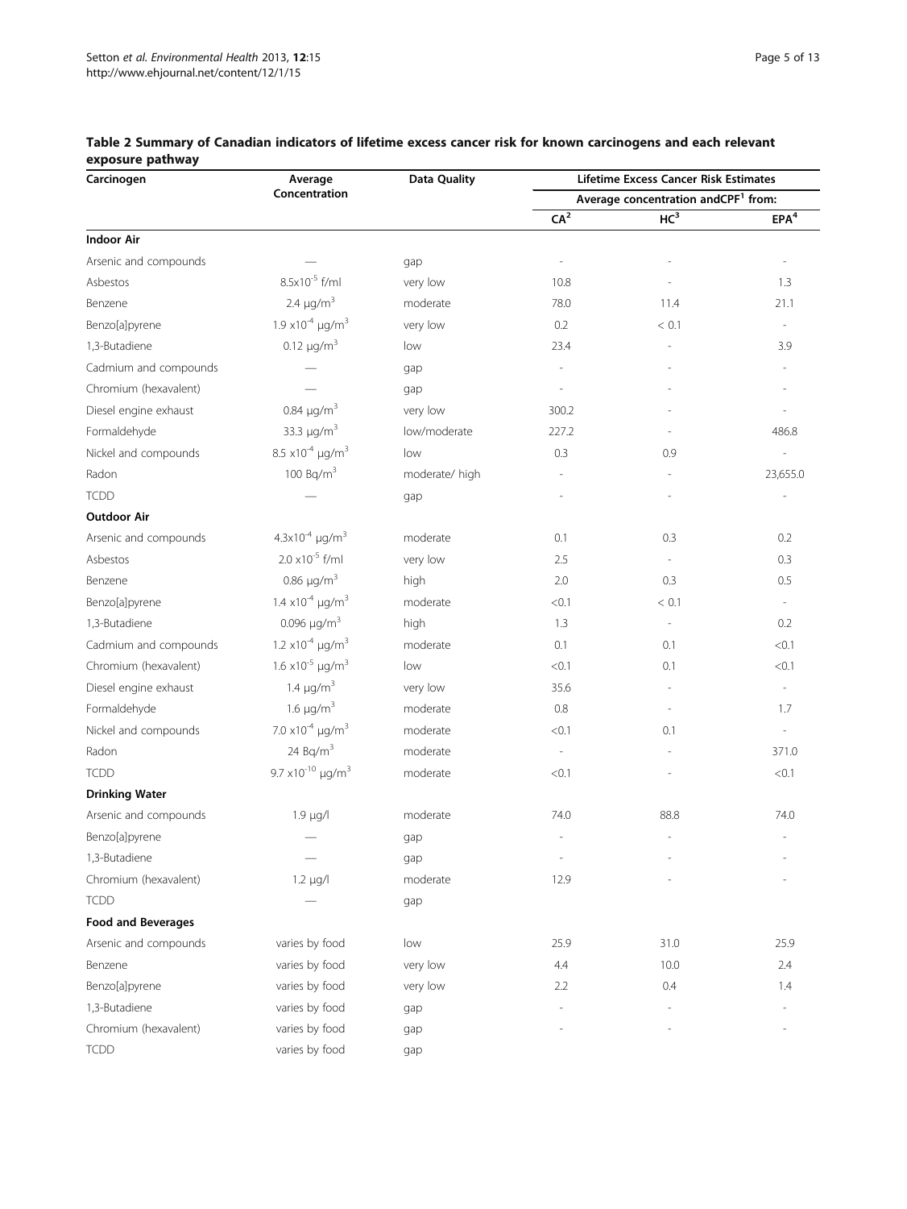**Table 2 Summary of Canadian indicators of lifetime excess cancer risk for known carcinogens and each relevant exposure pathway**

| Carcinogen | Average Concentration | Data Quality | Lifetime Excess Cancer Risk Estimates | | |
|---|---|---|---|---|---|
| | | | Average concentration andCPF[1] from: | | |
| | | | CA[2] | HC[3] | EPA[4] |
| **Indoor Air** | | | | | |
| Arsenic and compounds | — | gap | - | - | - |
| Asbestos | $8.5x10^{-5}$ f/ml | very low | 10.8 | - | 1.3 |
| Benzene | 2.4 μg/m$^3$ | moderate | 78.0 | 11.4 | 21.1 |
| Benzo[a]pyrene | $1.9 \times 10^{-4}$ μg/m$^3$ | very low | 0.2 | < 0.1 | - |
| 1,3-Butadiene | 0.12 μg/m$^3$ | low | 23.4 | - | 3.9 |
| Cadmium and compounds | — | gap | - | - | - |
| Chromium (hexavalent) | — | gap | - | - | - |
| Diesel engine exhaust | 0.84 μg/m$^3$ | very low | 300.2 | - | - |
| Formaldehyde | 33.3 μg/m$^3$ | low/moderate | 227.2 | - | 486.8 |
| Nickel and compounds | $8.5 \times 10^{-4}$ μg/m$^3$ | low | 0.3 | 0.9 | - |
| Radon | 100 Bq/m$^3$ | moderate/ high | - | - | 23,655.0 |
| TCDD | — | gap | - | - | - |
| **Outdoor Air** | | | | | |
| Arsenic and compounds | $4.3x10^{-4}$ μg/m$^3$ | moderate | 0.1 | 0.3 | 0.2 |
| Asbestos | $2.0 \times 10^{-5}$ f/ml | very low | 2.5 | - | 0.3 |
| Benzene | 0.86 μg/m$^3$ | high | 2.0 | 0.3 | 0.5 |
| Benzo[a]pyrene | $1.4 \times 10^{-4}$ μg/m$^3$ | moderate | <0.1 | < 0.1 | - |
| 1,3-Butadiene | 0.096 μg/m$^3$ | high | 1.3 | - | 0.2 |
| Cadmium and compounds | $1.2 \times 10^{-4}$ μg/m$^3$ | moderate | 0.1 | 0.1 | <0.1 |
| Chromium (hexavalent) | $1.6 \times 10^{-5}$ μg/m$^3$ | low | <0.1 | 0.1 | <0.1 |
| Diesel engine exhaust | 1.4 μg/m$^3$ | very low | 35.6 | - | - |
| Formaldehyde | 1.6 μg/m$^3$ | moderate | 0.8 | - | 1.7 |
| Nickel and compounds | $7.0 \times 10^{-4}$ μg/m$^3$ | moderate | <0.1 | 0.1 | - |
| Radon | 24 Bq/m$^3$ | moderate | - | - | 371.0 |
| TCDD | $9.7 \times 10^{-10}$ μg/m$^3$ | moderate | <0.1 | - | <0.1 |
| **Drinking Water** | | | | | |
| Arsenic and compounds | 1.9 μg/l | moderate | 74.0 | 88.8 | 74.0 |
| Benzo[a]pyrene | — | gap | - | - | - |
| 1,3-Butadiene | — | gap | - | - | - |
| Chromium (hexavalent) | 1.2 μg/l | moderate | 12.9 | - | - |
| TCDD | — | gap | | | |
| **Food and Beverages** | | | | | |
| Arsenic and compounds | varies by food | low | 25.9 | 31.0 | 25.9 |
| Benzene | varies by food | very low | 4.4 | 10.0 | 2.4 |
| Benzo[a]pyrene | varies by food | very low | 2.2 | 0.4 | 1.4 |
| 1,3-Butadiene | varies by food | gap | - | - | - |
| Chromium (hexavalent) | varies by food | gap | - | - | - |
| TCDD | varies by food | gap | | | |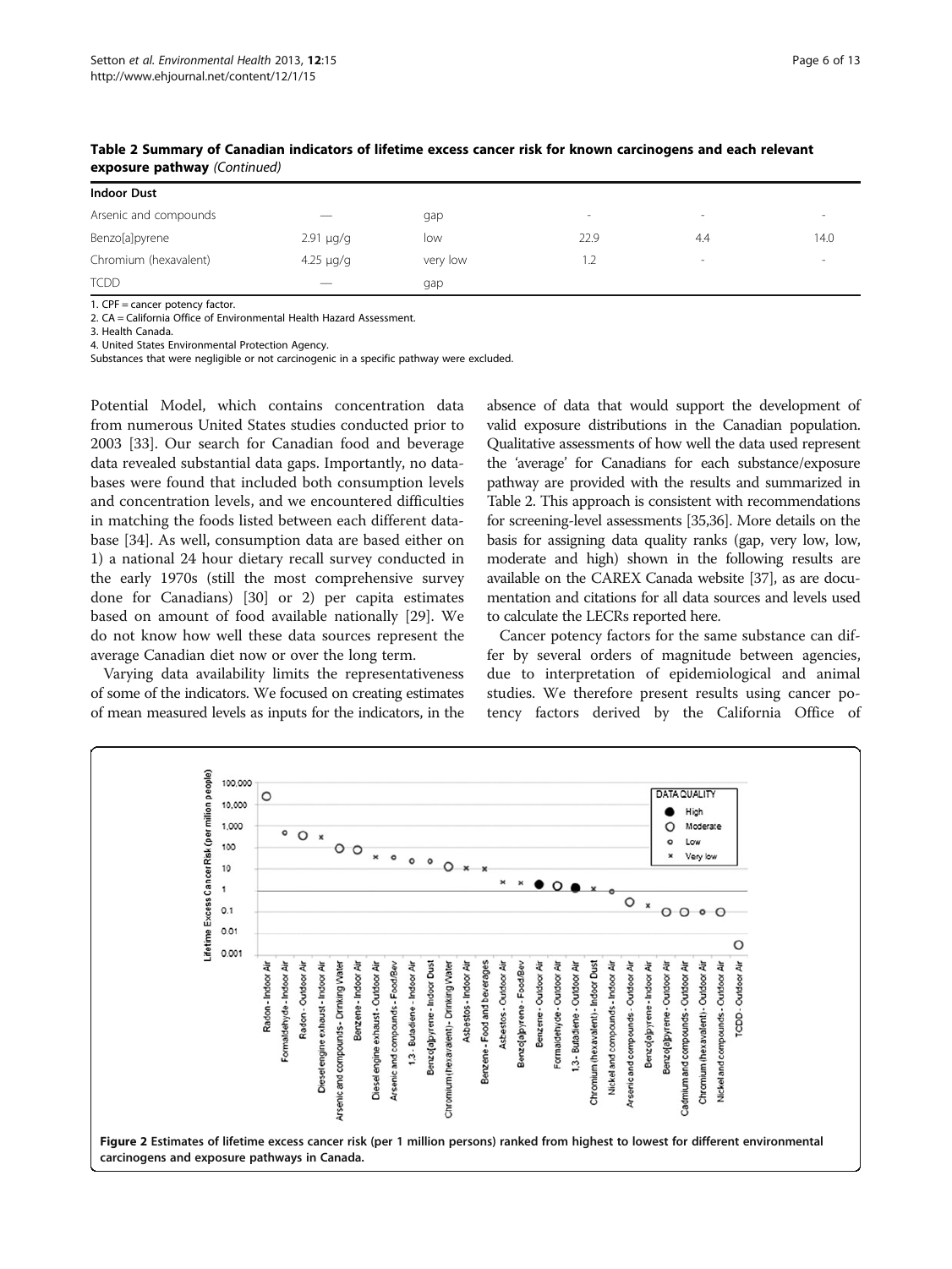**Table 2 Summary of Canadian indicators of lifetime excess cancer risk for known carcinogens and each relevant exposure pathway** *(Continued)*

| **Indoor Dust** | | | | | |
|---|---|---|---|---|---|
| Arsenic and compounds | — | gap | - | - | - |
| Benzo[a]pyrene | 2.91 μg/g | low | 22.9 | 4.4 | 14.0 |
| Chromium (hexavalent) | 4.25 μg/g | very low | 1.2 | - | - |
| TCDD | — | gap | | | |

1. CPF = cancer potency factor.
2. CA = California Office of Environmental Health Hazard Assessment.
3. Health Canada.
4. United States Environmental Protection Agency.
Substances that were negligible or not carcinogenic in a specific pathway were excluded.

Potential Model, which contains concentration data from numerous United States studies conducted prior to 2003 [33]. Our search for Canadian food and beverage data revealed substantial data gaps. Importantly, no databases were found that included both consumption levels and concentration levels, and we encountered difficulties in matching the foods listed between each different database [34]. As well, consumption data are based either on 1) a national 24 hour dietary recall survey conducted in the early 1970s (still the most comprehensive survey done for Canadians) [30] or 2) per capita estimates based on amount of food available nationally [29]. We do not know how well these data sources represent the average Canadian diet now or over the long term.

Varying data availability limits the representativeness of some of the indicators. We focused on creating estimates of mean measured levels as inputs for the indicators, in the absence of data that would support the development of valid exposure distributions in the Canadian population. Qualitative assessments of how well the data used represent the 'average' for Canadians for each substance/exposure pathway are provided with the results and summarized in Table 2. This approach is consistent with recommendations for screening-level assessments [35,36]. More details on the basis for assigning data quality ranks (gap, very low, low, moderate and high) shown in the following results are available on the CAREX Canada website [37], as are documentation and citations for all data sources and levels used to calculate the LECRs reported here.

Cancer potency factors for the same substance can differ by several orders of magnitude between agencies, due to interpretation of epidemiological and animal studies. We therefore present results using cancer potency factors derived by the California Office of

**Figure 2 Estimates of lifetime excess cancer risk (per 1 million persons) ranked from highest to lowest for different environmental carcinogens and exposure pathways in Canada.**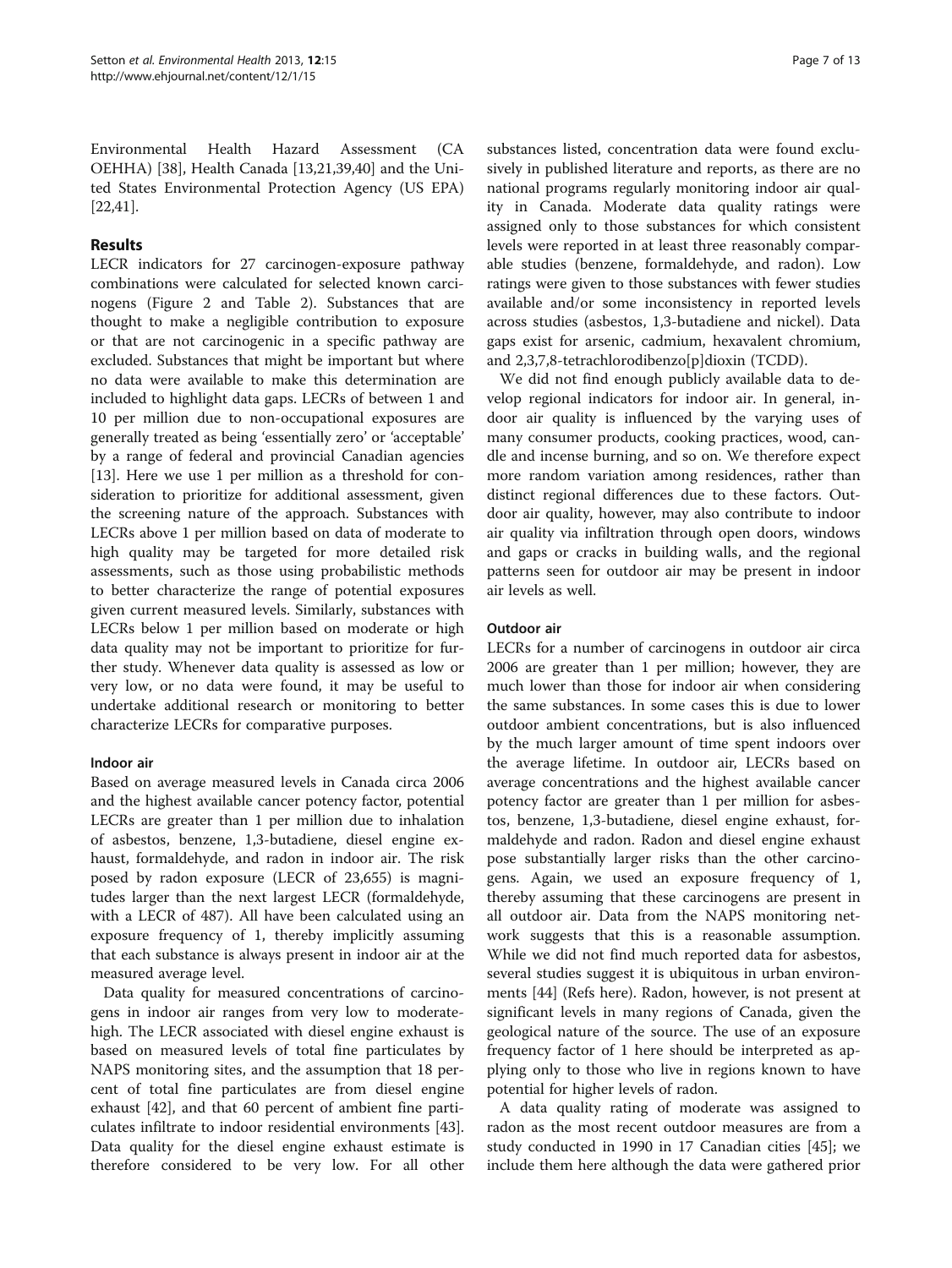Environmental Health Hazard Assessment (CA OEHHA) [38], Health Canada [13,21,39,40] and the United States Environmental Protection Agency (US EPA) [22,41].

## Results

LECR indicators for 27 carcinogen-exposure pathway combinations were calculated for selected known carcinogens (Figure 2 and Table 2). Substances that are thought to make a negligible contribution to exposure or that are not carcinogenic in a specific pathway are excluded. Substances that might be important but where no data were available to make this determination are included to highlight data gaps. LECRs of between 1 and 10 per million due to non-occupational exposures are generally treated as being 'essentially zero' or 'acceptable' by a range of federal and provincial Canadian agencies [13]. Here we use 1 per million as a threshold for consideration to prioritize for additional assessment, given the screening nature of the approach. Substances with LECRs above 1 per million based on data of moderate to high quality may be targeted for more detailed risk assessments, such as those using probabilistic methods to better characterize the range of potential exposures given current measured levels. Similarly, substances with LECRs below 1 per million based on moderate or high data quality may not be important to prioritize for further study. Whenever data quality is assessed as low or very low, or no data were found, it may be useful to undertake additional research or monitoring to better characterize LECRs for comparative purposes.

### Indoor air

Based on average measured levels in Canada circa 2006 and the highest available cancer potency factor, potential LECRs are greater than 1 per million due to inhalation of asbestos, benzene, 1,3-butadiene, diesel engine exhaust, formaldehyde, and radon in indoor air. The risk posed by radon exposure (LECR of 23,655) is magnitudes larger than the next largest LECR (formaldehyde, with a LECR of 487). All have been calculated using an exposure frequency of 1, thereby implicitly assuming that each substance is always present in indoor air at the measured average level.

Data quality for measured concentrations of carcinogens in indoor air ranges from very low to moderate-high. The LECR associated with diesel engine exhaust is based on measured levels of total fine particulates by NAPS monitoring sites, and the assumption that 18 percent of total fine particulates are from diesel engine exhaust [42], and that 60 percent of ambient fine particulates infiltrate to indoor residential environments [43]. Data quality for the diesel engine exhaust estimate is therefore considered to be very low. For all other substances listed, concentration data were found exclusively in published literature and reports, as there are no national programs regularly monitoring indoor air quality in Canada. Moderate data quality ratings were assigned only to those substances for which consistent levels were reported in at least three reasonably comparable studies (benzene, formaldehyde, and radon). Low ratings were given to those substances with fewer studies available and/or some inconsistency in reported levels across studies (asbestos, 1,3-butadiene and nickel). Data gaps exist for arsenic, cadmium, hexavalent chromium, and 2,3,7,8-tetrachlorodibenzo[p]dioxin (TCDD).

We did not find enough publicly available data to develop regional indicators for indoor air. In general, indoor air quality is influenced by the varying uses of many consumer products, cooking practices, wood, candle and incense burning, and so on. We therefore expect more random variation among residences, rather than distinct regional differences due to these factors. Outdoor air quality, however, may also contribute to indoor air quality via infiltration through open doors, windows and gaps or cracks in building walls, and the regional patterns seen for outdoor air may be present in indoor air levels as well.

### Outdoor air

LECRs for a number of carcinogens in outdoor air circa 2006 are greater than 1 per million; however, they are much lower than those for indoor air when considering the same substances. In some cases this is due to lower outdoor ambient concentrations, but is also influenced by the much larger amount of time spent indoors over the average lifetime. In outdoor air, LECRs based on average concentrations and the highest available cancer potency factor are greater than 1 per million for asbestos, benzene, 1,3-butadiene, diesel engine exhaust, formaldehyde and radon. Radon and diesel engine exhaust pose substantially larger risks than the other carcinogens. Again, we used an exposure frequency of 1, thereby assuming that these carcinogens are present in all outdoor air. Data from the NAPS monitoring network suggests that this is a reasonable assumption. While we did not find much reported data for asbestos, several studies suggest it is ubiquitous in urban environments [44] (Refs here). Radon, however, is not present at significant levels in many regions of Canada, given the geological nature of the source. The use of an exposure frequency factor of 1 here should be interpreted as applying only to those who live in regions known to have potential for higher levels of radon.

A data quality rating of moderate was assigned to radon as the most recent outdoor measures are from a study conducted in 1990 in 17 Canadian cities [45]; we include them here although the data were gathered prior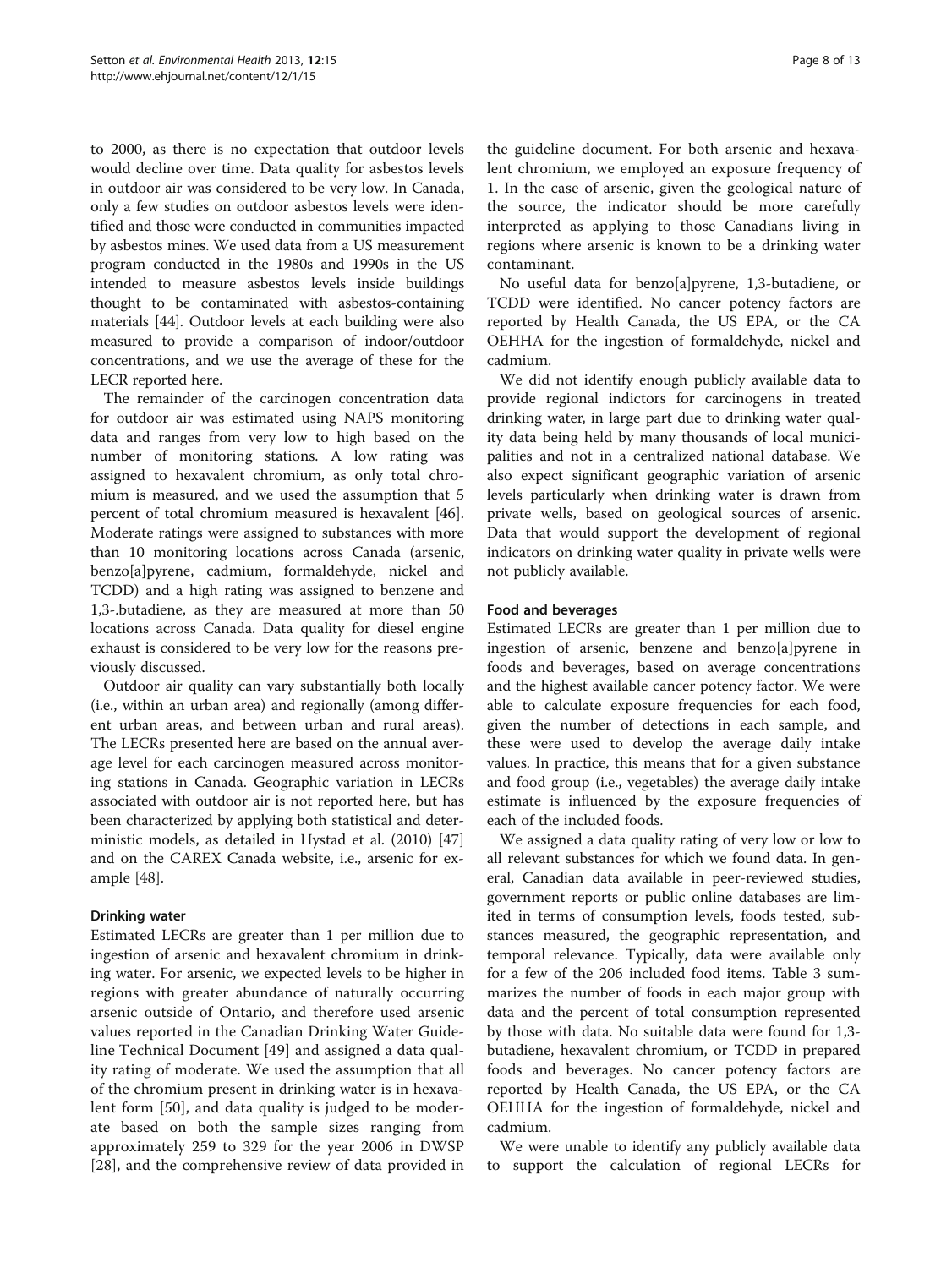to 2000, as there is no expectation that outdoor levels would decline over time. Data quality for asbestos levels in outdoor air was considered to be very low. In Canada, only a few studies on outdoor asbestos levels were identified and those were conducted in communities impacted by asbestos mines. We used data from a US measurement program conducted in the 1980s and 1990s in the US intended to measure asbestos levels inside buildings thought to be contaminated with asbestos-containing materials [44]. Outdoor levels at each building were also measured to provide a comparison of indoor/outdoor concentrations, and we use the average of these for the LECR reported here.

The remainder of the carcinogen concentration data for outdoor air was estimated using NAPS monitoring data and ranges from very low to high based on the number of monitoring stations. A low rating was assigned to hexavalent chromium, as only total chromium is measured, and we used the assumption that 5 percent of total chromium measured is hexavalent [46]. Moderate ratings were assigned to substances with more than 10 monitoring locations across Canada (arsenic, benzo[a]pyrene, cadmium, formaldehyde, nickel and TCDD) and a high rating was assigned to benzene and 1,3-.butadiene, as they are measured at more than 50 locations across Canada. Data quality for diesel engine exhaust is considered to be very low for the reasons previously discussed.

Outdoor air quality can vary substantially both locally (i.e., within an urban area) and regionally (among different urban areas, and between urban and rural areas). The LECRs presented here are based on the annual average level for each carcinogen measured across monitoring stations in Canada. Geographic variation in LECRs associated with outdoor air is not reported here, but has been characterized by applying both statistical and deterministic models, as detailed in Hystad et al. (2010) [47] and on the CAREX Canada website, i.e., arsenic for example [48].

#### Drinking water

Estimated LECRs are greater than 1 per million due to ingestion of arsenic and hexavalent chromium in drinking water. For arsenic, we expected levels to be higher in regions with greater abundance of naturally occurring arsenic outside of Ontario, and therefore used arsenic values reported in the Canadian Drinking Water Guideline Technical Document [49] and assigned a data quality rating of moderate. We used the assumption that all of the chromium present in drinking water is in hexavalent form [50], and data quality is judged to be moderate based on both the sample sizes ranging from approximately 259 to 329 for the year 2006 in DWSP [28], and the comprehensive review of data provided in the guideline document. For both arsenic and hexavalent chromium, we employed an exposure frequency of 1. In the case of arsenic, given the geological nature of the source, the indicator should be more carefully interpreted as applying to those Canadians living in regions where arsenic is known to be a drinking water contaminant.

No useful data for benzo[a]pyrene, 1,3-butadiene, or TCDD were identified. No cancer potency factors are reported by Health Canada, the US EPA, or the CA OEHHA for the ingestion of formaldehyde, nickel and cadmium.

We did not identify enough publicly available data to provide regional indictors for carcinogens in treated drinking water, in large part due to drinking water quality data being held by many thousands of local municipalities and not in a centralized national database. We also expect significant geographic variation of arsenic levels particularly when drinking water is drawn from private wells, based on geological sources of arsenic. Data that would support the development of regional indicators on drinking water quality in private wells were not publicly available.

#### Food and beverages

Estimated LECRs are greater than 1 per million due to ingestion of arsenic, benzene and benzo[a]pyrene in foods and beverages, based on average concentrations and the highest available cancer potency factor. We were able to calculate exposure frequencies for each food, given the number of detections in each sample, and these were used to develop the average daily intake values. In practice, this means that for a given substance and food group (i.e., vegetables) the average daily intake estimate is influenced by the exposure frequencies of each of the included foods.

We assigned a data quality rating of very low or low to all relevant substances for which we found data. In general, Canadian data available in peer-reviewed studies, government reports or public online databases are limited in terms of consumption levels, foods tested, substances measured, the geographic representation, and temporal relevance. Typically, data were available only for a few of the 206 included food items. Table 3 summarizes the number of foods in each major group with data and the percent of total consumption represented by those with data. No suitable data were found for 1,3-butadiene, hexavalent chromium, or TCDD in prepared foods and beverages. No cancer potency factors are reported by Health Canada, the US EPA, or the CA OEHHA for the ingestion of formaldehyde, nickel and cadmium.

We were unable to identify any publicly available data to support the calculation of regional LECRs for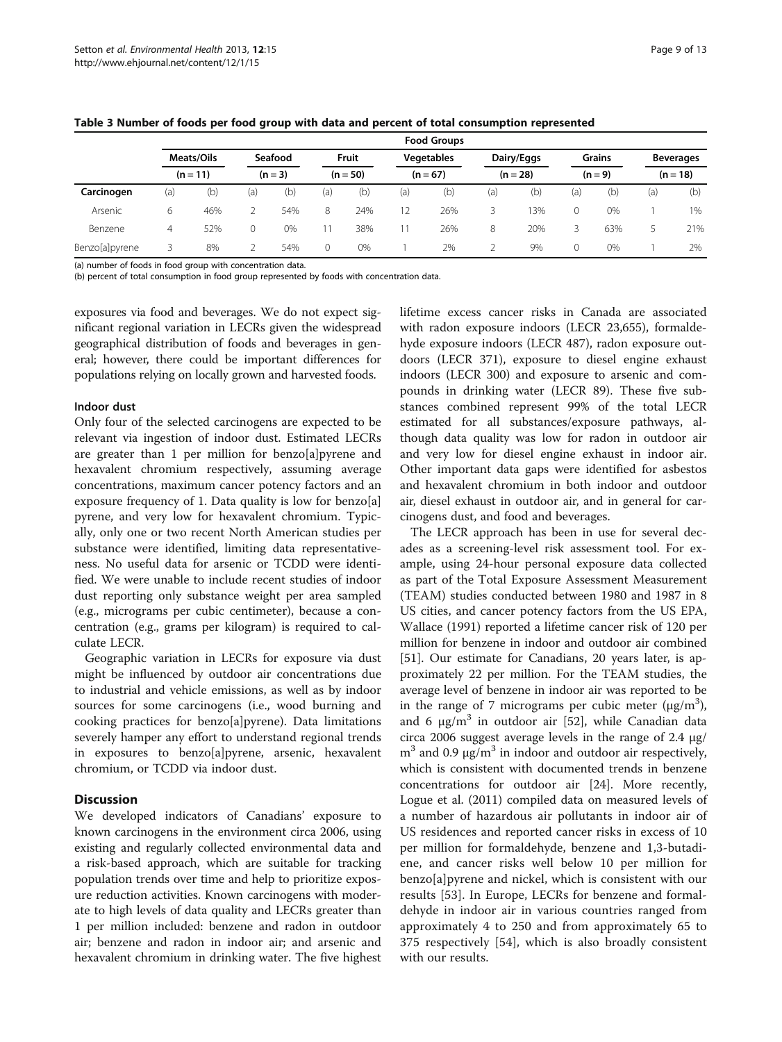**Table 3 Number of foods per food group with data and percent of total consumption represented**

| | Food Groups | | | | | | | | | | | | | |
|---|---|---|---|---|---|---|---|---|---|---|---|---|---|---|
| | Meats/Oils (n = 11) | | Seafood (n = 3) | | Fruit (n = 50) | | Vegetables (n = 67) | | Dairy/Eggs (n = 28) | | Grains (n = 9) | | Beverages (n = 18) | |
| **Carcinogen** | (a) | (b) | (a) | (b) | (a) | (b) | (a) | (b) | (a) | (b) | (a) | (b) | (a) | (b) |
| Arsenic | 6 | 46% | 2 | 54% | 8 | 24% | 12 | 26% | 3 | 13% | 0 | 0% | 1 | 1% |
| Benzene | 4 | 52% | 0 | 0% | 11 | 38% | 11 | 26% | 8 | 20% | 3 | 63% | 5 | 21% |
| Benzo[a]pyrene | 3 | 8% | 2 | 54% | 0 | 0% | 1 | 2% | 2 | 9% | 0 | 0% | 1 | 2% |

(a) number of foods in food group with concentration data.
(b) percent of total consumption in food group represented by foods with concentration data.

exposures via food and beverages. We do not expect significant regional variation in LECRs given the widespread geographical distribution of foods and beverages in general; however, there could be important differences for populations relying on locally grown and harvested foods.

### Indoor dust

Only four of the selected carcinogens are expected to be relevant via ingestion of indoor dust. Estimated LECRs are greater than 1 per million for benzo[a]pyrene and hexavalent chromium respectively, assuming average concentrations, maximum cancer potency factors and an exposure frequency of 1. Data quality is low for benzo[a]pyrene, and very low for hexavalent chromium. Typically, only one or two recent North American studies per substance were identified, limiting data representativeness. No useful data for arsenic or TCDD were identified. We were unable to include recent studies of indoor dust reporting only substance weight per area sampled (e.g., micrograms per cubic centimeter), because a concentration (e.g., grams per kilogram) is required to calculate LECR.

Geographic variation in LECRs for exposure via dust might be influenced by outdoor air concentrations due to industrial and vehicle emissions, as well as by indoor sources for some carcinogens (i.e., wood burning and cooking practices for benzo[a]pyrene). Data limitations severely hamper any effort to understand regional trends in exposures to benzo[a]pyrene, arsenic, hexavalent chromium, or TCDD via indoor dust.

## Discussion

We developed indicators of Canadians' exposure to known carcinogens in the environment circa 2006, using existing and regularly collected environmental data and a risk-based approach, which are suitable for tracking population trends over time and help to prioritize exposure reduction activities. Known carcinogens with moderate to high levels of data quality and LECRs greater than 1 per million included: benzene and radon in outdoor air; benzene and radon in indoor air; and arsenic and hexavalent chromium in drinking water. The five highest lifetime excess cancer risks in Canada are associated with radon exposure indoors (LECR 23,655), formaldehyde exposure indoors (LECR 487), radon exposure outdoors (LECR 371), exposure to diesel engine exhaust indoors (LECR 300) and exposure to arsenic and compounds in drinking water (LECR 89). These five substances combined represent 99% of the total LECR estimated for all substances/exposure pathways, although data quality was low for radon in outdoor air and very low for diesel engine exhaust in indoor air. Other important data gaps were identified for asbestos and hexavalent chromium in both indoor and outdoor air, diesel exhaust in outdoor air, and in general for carcinogens dust, and food and beverages.

The LECR approach has been in use for several decades as a screening-level risk assessment tool. For example, using 24-hour personal exposure data collected as part of the Total Exposure Assessment Measurement (TEAM) studies conducted between 1980 and 1987 in 8 US cities, and cancer potency factors from the US EPA, Wallace (1991) reported a lifetime cancer risk of 120 per million for benzene in indoor and outdoor air combined [51]. Our estimate for Canadians, 20 years later, is approximately 22 per million. For the TEAM studies, the average level of benzene in indoor air was reported to be in the range of 7 micrograms per cubic meter ($\mu g/m^3$), and 6 $\mu g/m^3$ in outdoor air [52], while Canadian data circa 2006 suggest average levels in the range of 2.4 $\mu g/m^3$ and 0.9 $\mu g/m^3$ in indoor and outdoor air respectively, which is consistent with documented trends in benzene concentrations for outdoor air [24]. More recently, Logue et al. (2011) compiled data on measured levels of a number of hazardous air pollutants in indoor air of US residences and reported cancer risks in excess of 10 per million for formaldehyde, benzene and 1,3-butadiene, and cancer risks well below 10 per million for benzo[a]pyrene and nickel, which is consistent with our results [53]. In Europe, LECRs for benzene and formaldehyde in indoor air in various countries ranged from approximately 4 to 250 and from approximately 65 to 375 respectively [54], which is also broadly consistent with our results.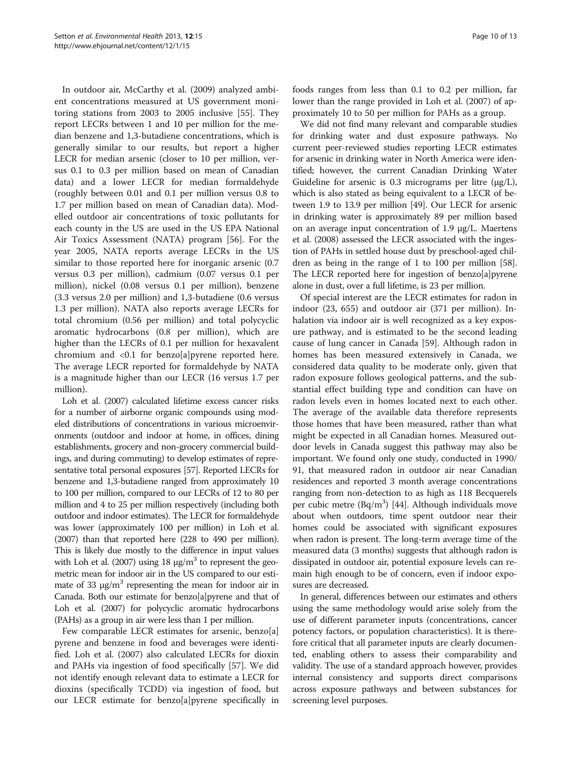In outdoor air, McCarthy et al. (2009) analyzed ambient concentrations measured at US government monitoring stations from 2003 to 2005 inclusive [55]. They report LECRs between 1 and 10 per million for the median benzene and 1,3-butadiene concentrations, which is generally similar to our results, but report a higher LECR for median arsenic (closer to 10 per million, versus 0.1 to 0.3 per million based on mean of Canadian data) and a lower LECR for median formaldehyde (roughly between 0.01 and 0.1 per million versus 0.8 to 1.7 per million based on mean of Canadian data). Modelled outdoor air concentrations of toxic pollutants for each county in the US are used in the US EPA National Air Toxics Assessment (NATA) program [56]. For the year 2005, NATA reports average LECRs in the US similar to those reported here for inorganic arsenic (0.7 versus 0.3 per million), cadmium (0.07 versus 0.1 per million), nickel (0.08 versus 0.1 per million), benzene (3.3 versus 2.0 per million) and 1,3-butadiene (0.6 versus 1.3 per million). NATA also reports average LECRs for total chromium (0.56 per million) and total polycyclic aromatic hydrocarbons (0.8 per million), which are higher than the LECRs of 0.1 per million for hexavalent chromium and <0.1 for benzo[a]pyrene reported here. The average LECR reported for formaldehyde by NATA is a magnitude higher than our LECR (16 versus 1.7 per million).

Loh et al. (2007) calculated lifetime excess cancer risks for a number of airborne organic compounds using modeled distributions of concentrations in various microenvironments (outdoor and indoor at home, in offices, dining establishments, grocery and non-grocery commercial buildings, and during commuting) to develop estimates of representative total personal exposures [57]. Reported LECRs for benzene and 1,3-butadiene ranged from approximately 10 to 100 per million, compared to our LECRs of 12 to 80 per million and 4 to 25 per million respectively (including both outdoor and indoor estimates). The LECR for formaldehyde was lower (approximately 100 per million) in Loh et al. (2007) than that reported here (228 to 490 per million). This is likely due mostly to the difference in input values with Loh et al. (2007) using 18 $\mu g/m^3$ to represent the geometric mean for indoor air in the US compared to our estimate of 33 $\mu g/m^3$ representing the mean for indoor air in Canada. Both our estimate for benzo[a]pyrene and that of Loh et al. (2007) for polycyclic aromatic hydrocarbons (PAHs) as a group in air were less than 1 per million.

Few comparable LECR estimates for arsenic, benzo[a] pyrene and benzene in food and beverages were identified. Loh et al. (2007) also calculated LECRs for dioxin and PAHs via ingestion of food specifically [57]. We did not identify enough relevant data to estimate a LECR for dioxins (specifically TCDD) via ingestion of food, but our LECR estimate for benzo[a]pyrene specifically in foods ranges from less than 0.1 to 0.2 per million, far lower than the range provided in Loh et al. (2007) of approximately 10 to 50 per million for PAHs as a group.

We did not find many relevant and comparable studies for drinking water and dust exposure pathways. No current peer-reviewed studies reporting LECR estimates for arsenic in drinking water in North America were identified; however, the current Canadian Drinking Water Guideline for arsenic is 0.3 micrograms per litre ($\mu g/L$), which is also stated as being equivalent to a LECR of between 1.9 to 13.9 per million [49]. Our LECR for arsenic in drinking water is approximately 89 per million based on an average input concentration of 1.9 $\mu g/L$. Maertens et al. (2008) assessed the LECR associated with the ingestion of PAHs in settled house dust by preschool-aged children as being in the range of 1 to 100 per million [58]. The LECR reported here for ingestion of benzo[a]pyrene alone in dust, over a full lifetime, is 23 per million.

Of special interest are the LECR estimates for radon in indoor (23, 655) and outdoor air (371 per million). Inhalation via indoor air is well recognized as a key exposure pathway, and is estimated to be the second leading cause of lung cancer in Canada [59]. Although radon in homes has been measured extensively in Canada, we considered data quality to be moderate only, given that radon exposure follows geological patterns, and the substantial effect building type and condition can have on radon levels even in homes located next to each other. The average of the available data therefore represents those homes that have been measured, rather than what might be expected in all Canadian homes. Measured outdoor levels in Canada suggest this pathway may also be important. We found only one study, conducted in 1990/91, that measured radon in outdoor air near Canadian residences and reported 3 month average concentrations ranging from non-detection to as high as 118 Becquerels per cubic metre ($Bq/m^3$) [44]. Although individuals move about when outdoors, time spent outdoor near their homes could be associated with significant exposures when radon is present. The long-term average time of the measured data (3 months) suggests that although radon is dissipated in outdoor air, potential exposure levels can remain high enough to be of concern, even if indoor exposures are decreased.

In general, differences between our estimates and others using the same methodology would arise solely from the use of different parameter inputs (concentrations, cancer potency factors, or population characteristics). It is therefore critical that all parameter inputs are clearly documented, enabling others to assess their comparability and validity. The use of a standard approach however, provides internal consistency and supports direct comparisons across exposure pathways and between substances for screening level purposes.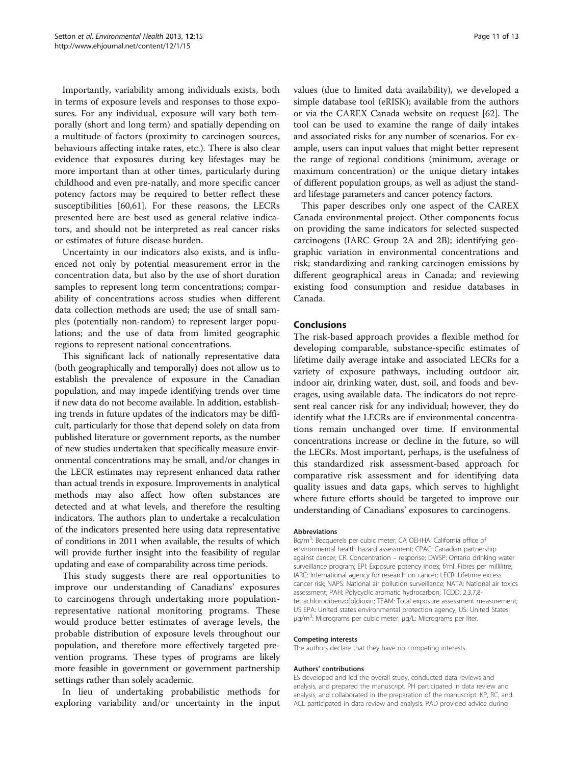Importantly, variability among individuals exists, both in terms of exposure levels and responses to those exposures. For any individual, exposure will vary both temporally (short and long term) and spatially depending on a multitude of factors (proximity to carcinogen sources, behaviours affecting intake rates, etc.). There is also clear evidence that exposures during key lifestages may be more important than at other times, particularly during childhood and even pre-natally, and more specific cancer potency factors may be required to better reflect these susceptibilities [60,61]. For these reasons, the LECRs presented here are best used as general relative indicators, and should not be interpreted as real cancer risks or estimates of future disease burden.

Uncertainty in our indicators also exists, and is influenced not only by potential measurement error in the concentration data, but also by the use of short duration samples to represent long term concentrations; comparability of concentrations across studies when different data collection methods are used; the use of small samples (potentially non-random) to represent larger populations; and the use of data from limited geographic regions to represent national concentrations.

This significant lack of nationally representative data (both geographically and temporally) does not allow us to establish the prevalence of exposure in the Canadian population, and may impede identifying trends over time if new data do not become available. In addition, establishing trends in future updates of the indicators may be difficult, particularly for those that depend solely on data from published literature or government reports, as the number of new studies undertaken that specifically measure environmental concentrations may be small, and/or changes in the LECR estimates may represent enhanced data rather than actual trends in exposure. Improvements in analytical methods may also affect how often substances are detected and at what levels, and therefore the resulting indicators. The authors plan to undertake a recalculation of the indicators presented here using data representative of conditions in 2011 when available, the results of which will provide further insight into the feasibility of regular updating and ease of comparability across time periods.

This study suggests there are real opportunities to improve our understanding of Canadians' exposures to carcinogens through undertaking more population-representative national monitoring programs. These would produce better estimates of average levels, the probable distribution of exposure levels throughout our population, and therefore more effectively targeted prevention programs. These types of programs are likely more feasible in government or government partnership settings rather than solely academic.

In lieu of undertaking probabilistic methods for exploring variability and/or uncertainty in the input values (due to limited data availability), we developed a simple database tool (eRISK); available from the authors or via the CAREX Canada website on request [62]. The tool can be used to examine the range of daily intakes and associated risks for any number of scenarios. For example, users can input values that might better represent the range of regional conditions (minimum, average or maximum concentration) or the unique dietary intakes of different population groups, as well as adjust the standard lifestage parameters and cancer potency factors.

This paper describes only one aspect of the CAREX Canada environmental project. Other components focus on providing the same indicators for selected suspected carcinogens (IARC Group 2A and 2B); identifying geographic variation in environmental concentrations and risk; standardizing and ranking carcinogen emissions by different geographical areas in Canada; and reviewing existing food consumption and residue databases in Canada.

## Conclusions

The risk-based approach provides a flexible method for developing comparable, substance-specific estimates of lifetime daily average intake and associated LECRs for a variety of exposure pathways, including outdoor air, indoor air, drinking water, dust, soil, and foods and beverages, using available data. The indicators do not represent real cancer risk for any individual; however, they do identify what the LECRs are if environmental concentrations remain unchanged over time. If environmental concentrations increase or decline in the future, so will the LECRs. Most important, perhaps, is the usefulness of this standardized risk assessment-based approach for comparative risk assessment and for identifying data quality issues and data gaps, which serves to highlight where future efforts should be targeted to improve our understanding of Canadians' exposures to carcinogens.

#### Abbreviations

Bq/m$^3$: Becquerels per cubic meter; CA OEHHA: California office of environmental health hazard assessment; CPAC: Canadian partnership against cancer; CR: Concentration – response; DWSP: Ontario drinking water surveillance program; EPI: Exposure potency index; f/ml: Fibres per millilitre; IARC: International agency for research on cancer; LECR: Lifetime excess cancer risk; NAPS: National air pollution surveillance; NATA: National air toxics assessment; PAH: Polycyclic aromatic hydrocarbon; TCDD: 2,3,7,8-tetrachlorodibenzo[p]dioxin; TEAM: Total exposure assessment measurement; US EPA: United states environmental protection agency; US: United States; μg/m$^3$: Micrograms per cubic meter; μg/L: Micrograms per liter.

#### Competing interests

The authors declare that they have no competing interests.

#### Authors' contributions

ES developed and led the overall study, conducted data reviews and analysis, and prepared the manuscript. PH participated in data review and analysis, and collaborated in the preparation of the manuscript. KP, RC, and ACL participated in data review and analysis. PAD provided advice during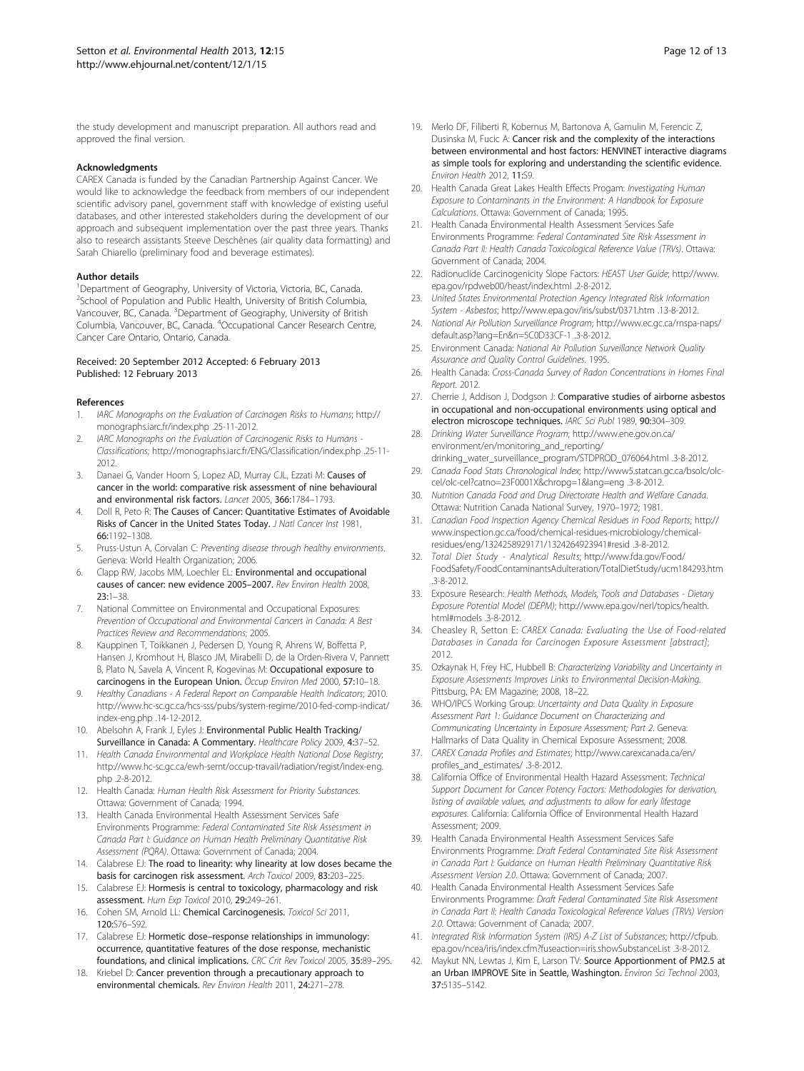the study development and manuscript preparation. All authors read and approved the final version.

#### Acknowledgments

CAREX Canada is funded by the Canadian Partnership Against Cancer. We would like to acknowledge the feedback from members of our independent scientific advisory panel, government staff with knowledge of existing useful databases, and other interested stakeholders during the development of our approach and subsequent implementation over the past three years. Thanks also to research assistants Steeve Deschênes (air quality data formatting) and Sarah Chiarello (preliminary food and beverage estimates).

#### Author details

[1]Department of Geography, University of Victoria, Victoria, BC, Canada. [2]School of Population and Public Health, University of British Columbia, Vancouver, BC, Canada. [3]Department of Geography, University of British Columbia, Vancouver, BC, Canada. [4]Occupational Cancer Research Centre, Cancer Care Ontario, Ontario, Canada.

Received: 20 September 2012 Accepted: 6 February 2013
Published: 12 February 2013

#### References

1. *IARC Monographs on the Evaluation of Carcinogen Risks to Humans*; http://monographs.iarc.fr/index.php .25-11-2012.
2. *IARC Monographs on the Evaluation of Carcinogenic Risks to Humans - Classifications*; http://monographs.iarc.fr/ENG/Classification/index.php .25-11-2012.
3. Danaei G, Vander Hoorn S, Lopez AD, Murray CJL, Ezzati M: **Causes of cancer in the world: comparative risk assessment of nine behavioural and environmental risk factors.** *Lancet* 2005, **366:**1784–1793.
4. Doll R, Peto R: **The Causes of Cancer: Quantitative Estimates of Avoidable Risks of Cancer in the United States Today.** *J Natl Cancer Inst* 1981, **66:**1192–1308.
5. Pruss-Ustun A, Corvalan C: *Preventing disease through healthy environments*. Geneva: World Health Organization; 2006.
6. Clapp RW, Jacobs MM, Loechler EL: **Environmental and occupational causes of cancer: new evidence 2005–2007.** *Rev Environ Health* 2008, **23:**1–38.
7. National Committee on Environmental and Occupational Exposures: *Prevention of Occupational and Environmental Cancers in Canada: A Best Practices Review and Recommendations*; 2005.
8. Kauppinen T, Toikkanen J, Pedersen D, Young R, Ahrens W, Boffetta P, Hansen J, Kromhout H, Blasco JM, Mirabelli D, de la Orden-Rivera V, Pannett B, Plato N, Savela A, Vincent R, Kogevinas M: **Occupational exposure to carcinogens in the European Union.** *Occup Environ Med* 2000, **57:**10–18.
9. *Healthy Canadians - A Federal Report on Comparable Health Indicators*; 2010. http://www.hc-sc.gc.ca/hcs-sss/pubs/system-regime/2010-fed-comp-indicat/index-eng.php .14-12-2012.
10. Abelsohn A, Frank J, Eyles J: **Environmental Public Health Tracking/Surveillance in Canada: A Commentary.** *Healthcare Policy* 2009, **4:**37–52.
11. *Health Canada Environmental and Workplace Health National Dose Registry*; http://www.hc-sc.gc.ca/ewh-semt/occup-travail/radiation/regist/index-eng.php .2-8-2012.
12. Health Canada: *Human Health Risk Assessment for Priority Substances*. Ottawa: Government of Canada; 1994.
13. Health Canada Environmental Health Assessment Services Safe Environments Programme: *Federal Contaminated Site Risk Assessment in Canada Part I: Guidance on Human Health Preliminary Quantitative Risk Assessment (PQRA)*. Ottawa: Government of Canada; 2004.
14. Calabrese EJ: **The road to linearity: why linearity at low doses became the basis for carcinogen risk assessment.** *Arch Toxicol* 2009, **83:**203–225.
15. Calabrese EJ: **Hormesis is central to toxicology, pharmacology and risk assessment.** *Hum Exp Toxicol* 2010, **29:**249–261.
16. Cohen SM, Arnold LL: **Chemical Carcinogenesis.** *Toxicol Sci* 2011, **120:**S76–S92.
17. Calabrese EJ: **Hormetic dose–response relationships in immunology: occurrence, quantitative features of the dose response, mechanistic foundations, and clinical implications.** *CRC Crit Rev Toxicol* 2005, **35:**89–295.
18. Kriebel D: **Cancer prevention through a precautionary approach to environmental chemicals.** *Rev Environ Health* 2011, **24:**271–278.
19. Merlo DF, Filiberti R, Kobernus M, Bartonova A, Gamulin M, Ferencic Z, Dusinska M, Fucic A: **Cancer risk and the complexity of the interactions between environmental and host factors: HENVINET interactive diagrams as simple tools for exploring and understanding the scientific evidence.** *Environ Health* 2012, **11:**S9.
20. Health Canada Great Lakes Health Effects Progam: *Investigating Human Exposure to Contaminants in the Environment: A Handbook for Exposure Calculations*. Ottawa: Government of Canada; 1995.
21. Health Canada Environmental Health Assessment Services Safe Environments Programme: *Federal Contaminated Site Risk Assessment in Canada Part II: Health Canada Toxicological Reference Value (TRVs)*. Ottawa: Government of Canada; 2004.
22. Radionuclide Carcinogenicity Slope Factors: *HEAST User Guide*; http://www.epa.gov/rpdweb00/heast/index.html .2-8-2012.
23. *United States Environmental Protection Agency Integrated Risk Information System - Asbestos*; http://www.epa.gov/iris/subst/0371.htm .13-8-2012.
24. *National Air Pollution Surveillance Program*; http://www.ec.gc.ca/rnspa-naps/default.asp?lang=En&n=5C0D33CF-1 .3-8-2012.
25. Environment Canada: *National Air Pollution Surveillance Network Quality Assurance and Quality Control Guidelines*. 1995.
26. Health Canada: *Cross-Canada Survey of Radon Concentrations in Homes Final Report*. 2012.
27. Cherrie J, Addison J, Dodgson J: **Comparative studies of airborne asbestos in occupational and non-occupational environments using optical and electron microscope techniques.** *IARC Sci Publ* 1989, **90:**304–309.
28. *Drinking Water Surveillance Program*; http://www.ene.gov.on.ca/environment/en/monitoring_and_reporting/drinking_water_surveillance_program/STDPROD_076064.html .3-8-2012.
29. *Canada Food Stats Chronological Index*; http://www5.statcan.gc.ca/bsolc/olc-cel/olc-cel?catno=23F0001X&chropg=1&lang=eng .3-8-2012.
30. *Nutrition Canada Food and Drug Directorate Health and Welfare Canada*. Ottawa: Nutrition Canada National Survey, 1970–1972; 1981.
31. *Canadian Food Inspection Agency Chemical Residues in Food Reports*; http://www.inspection.gc.ca/food/chemical-residues-microbiology/chemical-residues/eng/1324258929171/1324264923941#resid .3-8-2012.
32. *Total Diet Study - Analytical Results*; http://www.fda.gov/Food/FoodSafety/FoodContaminantsAdulteration/TotalDietStudy/ucm184293.htm .3-8-2012.
33. Exposure Research: *Health Methods, Models, Tools and Databases - Dietary Exposure Potential Model (DEPM)*; http://www.epa.gov/nerl/topics/health.html#models .3-8-2012.
34. Cheasley R, Setton E: *CAREX Canada: Evaluating the Use of Food-related Databases in Canada for Carcinogen Exposure Assessment [abstract]*; 2012.
35. Ozkaynak H, Frey HC, Hubbell B: *Characterizing Variability and Uncertainty in Exposure Assessments Improves Links to Environmental Decision-Making*. Pittsburg, PA: EM Magazine; 2008, 18–22.
36. WHO/IPCS Working Group: *Uncertainty and Data Quality in Exposure Assessment Part 1: Guidance Document on Characterizing and Communicating Uncertainty in Exposure Assessment; Part 2*. Geneva: Hallmarks of Data Quality in Chemical Exposure Assessment; 2008.
37. *CAREX Canada Profiles and Estimates*; http://www.carexcanada.ca/en/profiles_and_estimates/ .3-8-2012.
38. California Office of Environmental Health Hazard Assessment: *Technical Support Document for Cancer Potency Factors: Methodologies for derivation, listing of available values, and adjustments to allow for early lifestage exposures*. California: California Office of Environmental Health Hazard Assessment; 2009.
39. Health Canada Environmental Health Assessment Services Safe Environments Programme: *Draft Federal Contaminated Site Risk Assessment in Canada Part I: Guidance on Human Health Preliminary Quantitative Risk Assessment Version 2.0*. Ottawa: Government of Canada; 2007.
40. Health Canada Environmental Health Assessment Services Safe Environments Programme: *Draft Federal Contaminated Site Risk Assessment in Canada Part II: Health Canada Toxicological Reference Values (TRVs) Version 2.0*. Ottawa: Government of Canada; 2007.
41. *Integrated Risk Information System (IRIS) A-Z List of Substances*; http://cfpub.epa.gov/ncea/iris/index.cfm?fuseaction=iris.showSubstanceList .3-8-2012.
42. Maykut NN, Lewtas J, Kim E, Larson TV: **Source Apportionment of PM2.5 at an Urban IMPROVE Site in Seattle, Washington.** *Environ Sci Technol* 2003, **37:**5135–5142.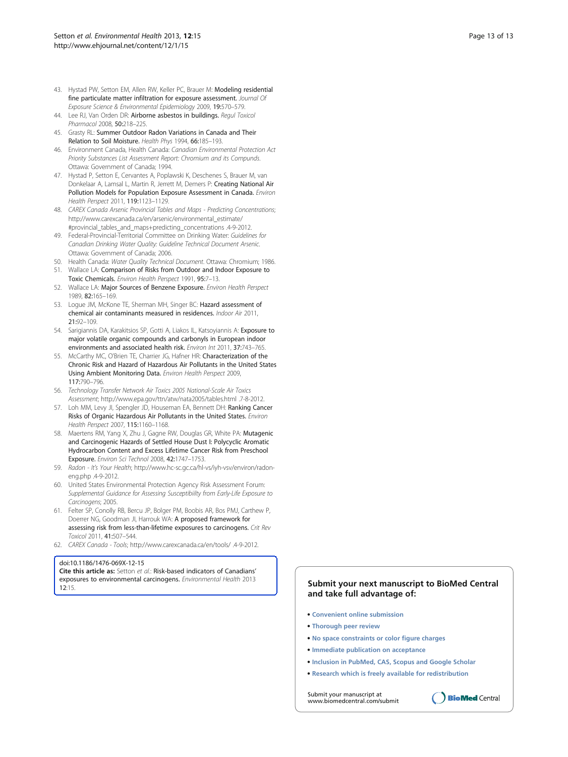43. Hystad PW, Setton EM, Allen RW, Keller PC, Brauer M: **Modeling residential fine particulate matter infiltration for exposure assessment.** *Journal Of Exposure Science & Environmental Epidemiology* 2009, **19:**570–579.
44. Lee RJ, Van Orden DR: **Airborne asbestos in buildings.** *Regul Toxicol Pharmacol* 2008, **50:**218–225.
45. Grasty RL: **Summer Outdoor Radon Variations in Canada and Their Relation to Soil Moisture.** *Health Phys* 1994, **66:**185–193.
46. Environment Canada, Health Canada: *Canadian Environmental Protection Act Priority Substances List Assessment Report: Chromium and its Compunds.* Ottawa: Government of Canada; 1994.
47. Hystad P, Setton E, Cervantes A, Poplawski K, Deschenes S, Brauer M, van Donkelaar A, Lamsal L, Martin R, Jerrett M, Demers P: **Creating National Air Pollution Models for Population Exposure Assessment in Canada.** *Environ Health Perspect* 2011, **119:**1123–1129.
48. *CAREX Canada Arsenic Provincial Tables and Maps - Predicting Concentrations*; http://www.carexcanada.ca/en/arsenic/environmental_estimate/#provincial_tables_and_maps+predicting_concentrations .4-9-2012.
49. Federal-Provincial-Territorial Committee on Drinking Water: *Guidelines for Canadian Drinking Water Quality: Guideline Technical Document Arsenic.* Ottawa: Government of Canada; 2006.
50. Health Canada: *Water Quality Technical Document.* Ottawa: Chromium; 1986.
51. Wallace LA: **Comparison of Risks from Outdoor and Indoor Exposure to Toxic Chemicals.** *Environ Health Perspect* 1991, **95:**7–13.
52. Wallace LA: **Major Sources of Benzene Exposure.** *Environ Health Perspect* 1989, **82:**165–169.
53. Logue JM, McKone TE, Sherman MH, Singer BC: **Hazard assessment of chemical air contaminants measured in residences.** *Indoor Air* 2011, **21:**92–109.
54. Sarigiannis DA, Karakitsios SP, Gotti A, Liakos IL, Katsoyiannis A: **Exposure to major volatile organic compounds and carbonyls in European indoor environments and associated health risk.** *Environ Int* 2011, **37:**743–765.
55. McCarthy MC, O'Brien TE, Charrier JG, Hafner HR: **Characterization of the Chronic Risk and Hazard of Hazardous Air Pollutants in the United States Using Ambient Monitoring Data.** *Environ Health Perspect* 2009, **117:**790–796.
56. *Technology Transfer Network Air Toxics 2005 National-Scale Air Toxics Assessment*; http://www.epa.gov/ttn/atw/nata2005/tables.html .7-8-2012.
57. Loh MM, Levy JI, Spengler JD, Houseman EA, Bennett DH: **Ranking Cancer Risks of Organic Hazardous Air Pollutants in the United States.** *Environ Health Perspect* 2007, **115:**1160–1168.
58. Maertens RM, Yang X, Zhu J, Gagne RW, Douglas GR, White PA: **Mutagenic and Carcinogenic Hazards of Settled House Dust I: Polycyclic Aromatic Hydrocarbon Content and Excess Lifetime Cancer Risk from Preschool Exposure.** *Environ Sci Technol* 2008, **42:**1747–1753.
59. *Radon - It's Your Health*; http://www.hc-sc.gc.ca/hl-vs/iyh-vsv/environ/radon-eng.php .4-9-2012.
60. United States Environmental Protection Agency Risk Assessment Forum: *Supplemental Guidance for Assessing Susceptibiilty from Early-Life Exposure to Carcinogens*; 2005.
61. Felter SP, Conolly RB, Bercu JP, Bolger PM, Boobis AR, Bos PMJ, Carthew P, Doerrer NG, Goodman JI, Harrouk WA: **A proposed framework for assessing risk from less-than-lifetime exposures to carcinogens.** *Crit Rev Toxicol* 2011, **41:**507–544.
62. *CAREX Canada - Tools*; http://www.carexcanada.ca/en/tools/ .4-9-2012.

doi:10.1186/1476-069X-12-15
**Cite this article as:** Setton *et al.*: Risk-based indicators of Canadians' exposures to environmental carcinogens. *Environmental Health* 2013 **12**:15.

**Submit your next manuscript to BioMed Central and take full advantage of:**

- **Convenient online submission**
- **Thorough peer review**
- **No space constraints or color figure charges**
- **Immediate publication on acceptance**
- **Inclusion in PubMed, CAS, Scopus and Google Scholar**
- **Research which is freely available for redistribution**

Submit your manuscript at
www.biomedcentral.com/submit

BioMed Central